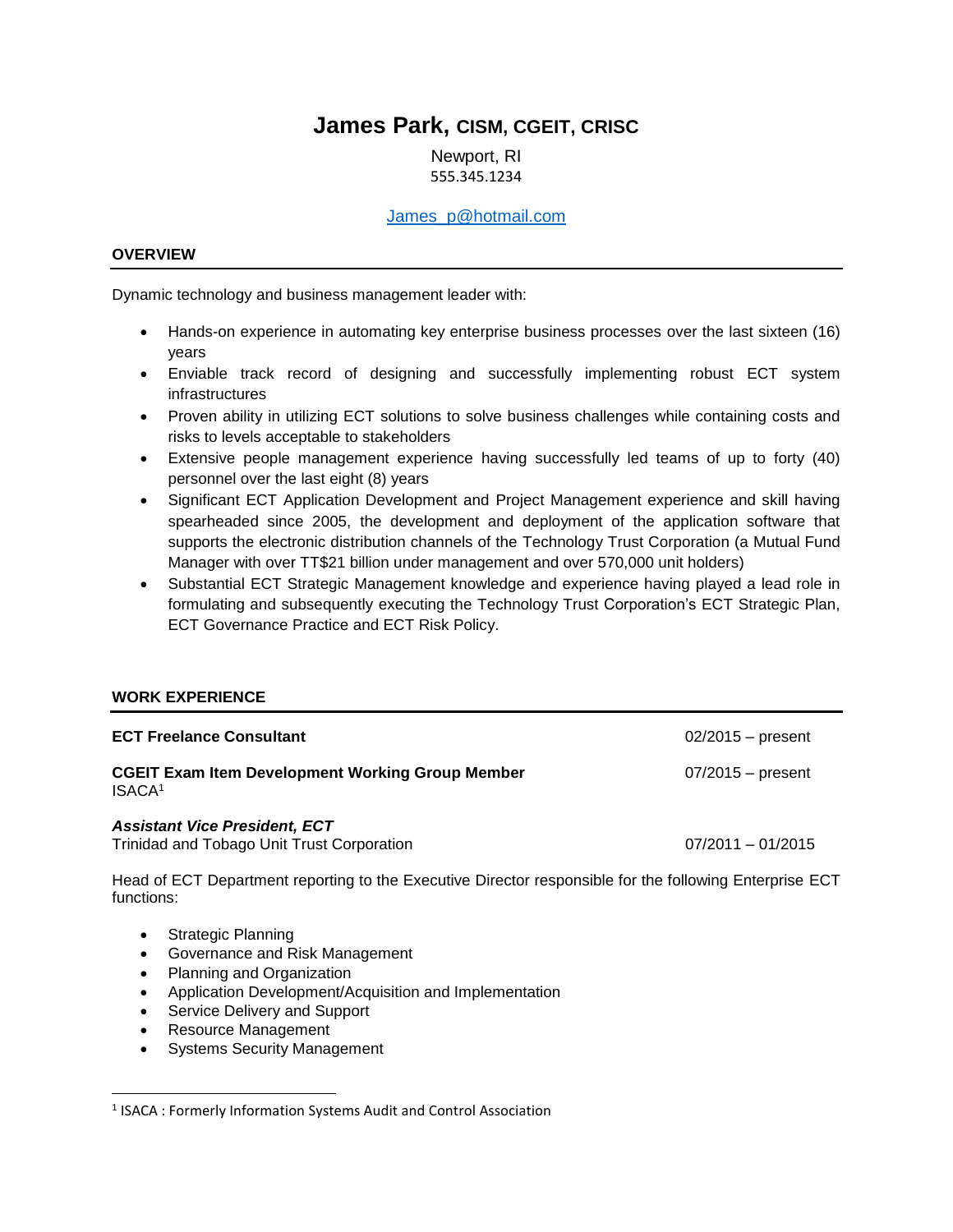# James Park, CISM, CGEIT, CRISC

Newport, RI
555.345.1234

James_p@hotmail.com

## OVERVIEW

Dynamic technology and business management leader with:

- Hands-on experience in automating key enterprise business processes over the last sixteen (16) years
- Enviable track record of designing and successfully implementing robust ECT system infrastructures
- Proven ability in utilizing ECT solutions to solve business challenges while containing costs and risks to levels acceptable to stakeholders
- Extensive people management experience having successfully led teams of up to forty (40) personnel over the last eight (8) years
- Significant ECT Application Development and Project Management experience and skill having spearheaded since 2005, the development and deployment of the application software that supports the electronic distribution channels of the Technology Trust Corporation (a Mutual Fund Manager with over TT$21 billion under management and over 570,000 unit holders)
- Substantial ECT Strategic Management knowledge and experience having played a lead role in formulating and subsequently executing the Technology Trust Corporation's ECT Strategic Plan, ECT Governance Practice and ECT Risk Policy.

## WORK EXPERIENCE

**ECT Freelance Consultant** — 02/2015 – present

**CGEIT Exam Item Development Working Group Member** — 07/2015 – present
ISACA[1]

***Assistant Vice President, ECT***
Trinidad and Tobago Unit Trust Corporation — 07/2011 – 01/2015

Head of ECT Department reporting to the Executive Director responsible for the following Enterprise ECT functions:

- Strategic Planning
- Governance and Risk Management
- Planning and Organization
- Application Development/Acquisition and Implementation
- Service Delivery and Support
- Resource Management
- Systems Security Management

---

[1] ISACA : Formerly Information Systems Audit and Control Association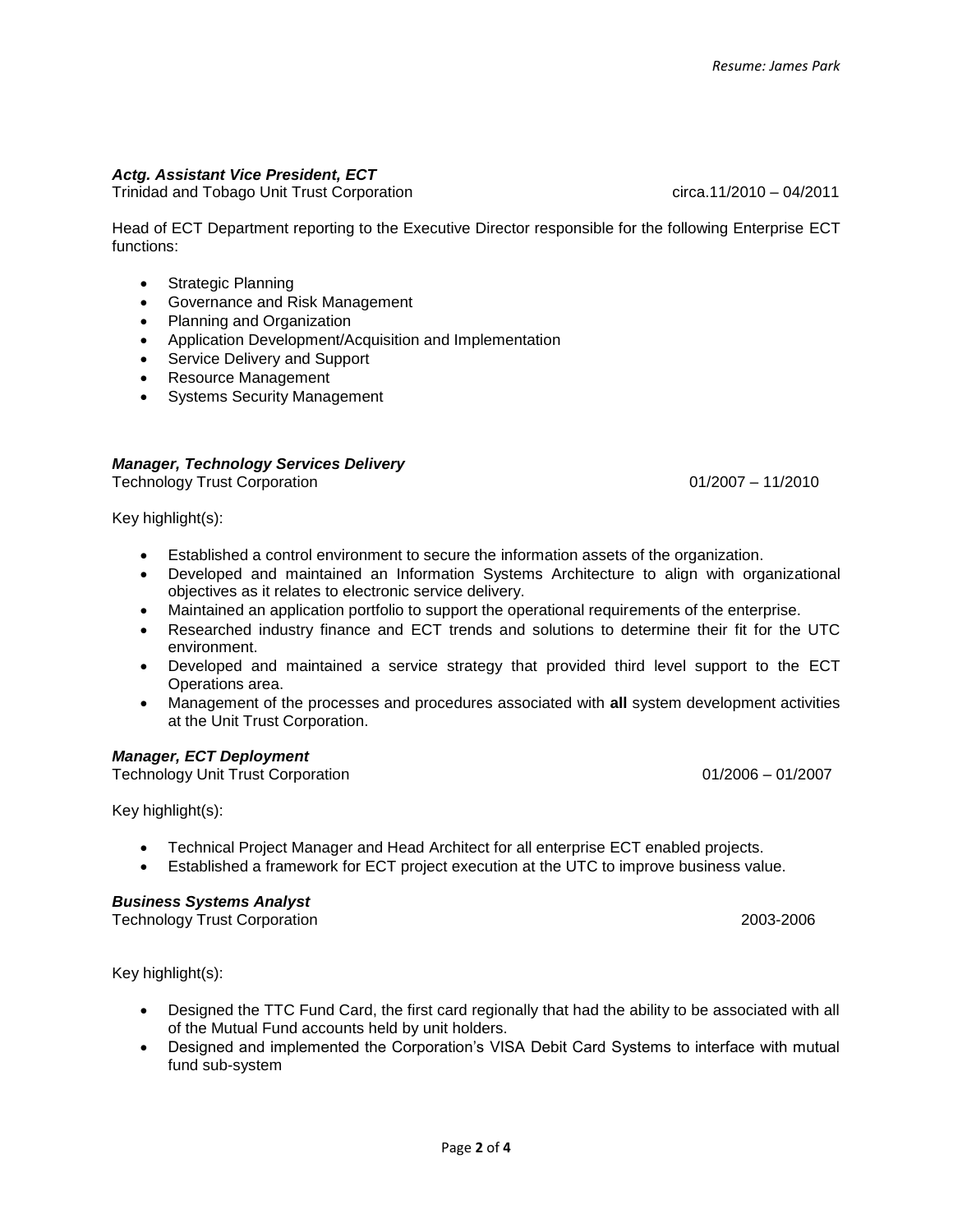### *Actg. Assistant Vice President, ECT*

Trinidad and Tobago Unit Trust Corporation circa.11/2010 – 04/2011

Head of ECT Department reporting to the Executive Director responsible for the following Enterprise ECT functions:

- Strategic Planning
- Governance and Risk Management
- Planning and Organization
- Application Development/Acquisition and Implementation
- Service Delivery and Support
- Resource Management
- Systems Security Management

### *Manager, Technology Services Delivery*

Technology Trust Corporation 01/2007 – 11/2010

Key highlight(s):

- Established a control environment to secure the information assets of the organization.
- Developed and maintained an Information Systems Architecture to align with organizational objectives as it relates to electronic service delivery.
- Maintained an application portfolio to support the operational requirements of the enterprise.
- Researched industry finance and ECT trends and solutions to determine their fit for the UTC environment.
- Developed and maintained a service strategy that provided third level support to the ECT Operations area.
- Management of the processes and procedures associated with **all** system development activities at the Unit Trust Corporation.

### *Manager, ECT Deployment*

Technology Unit Trust Corporation 01/2006 – 01/2007

Key highlight(s):

- Technical Project Manager and Head Architect for all enterprise ECT enabled projects.
- Established a framework for ECT project execution at the UTC to improve business value.

### *Business Systems Analyst*

Technology Trust Corporation 2003-2006

Key highlight(s):

- Designed the TTC Fund Card, the first card regionally that had the ability to be associated with all of the Mutual Fund accounts held by unit holders.
- Designed and implemented the Corporation's VISA Debit Card Systems to interface with mutual fund sub-system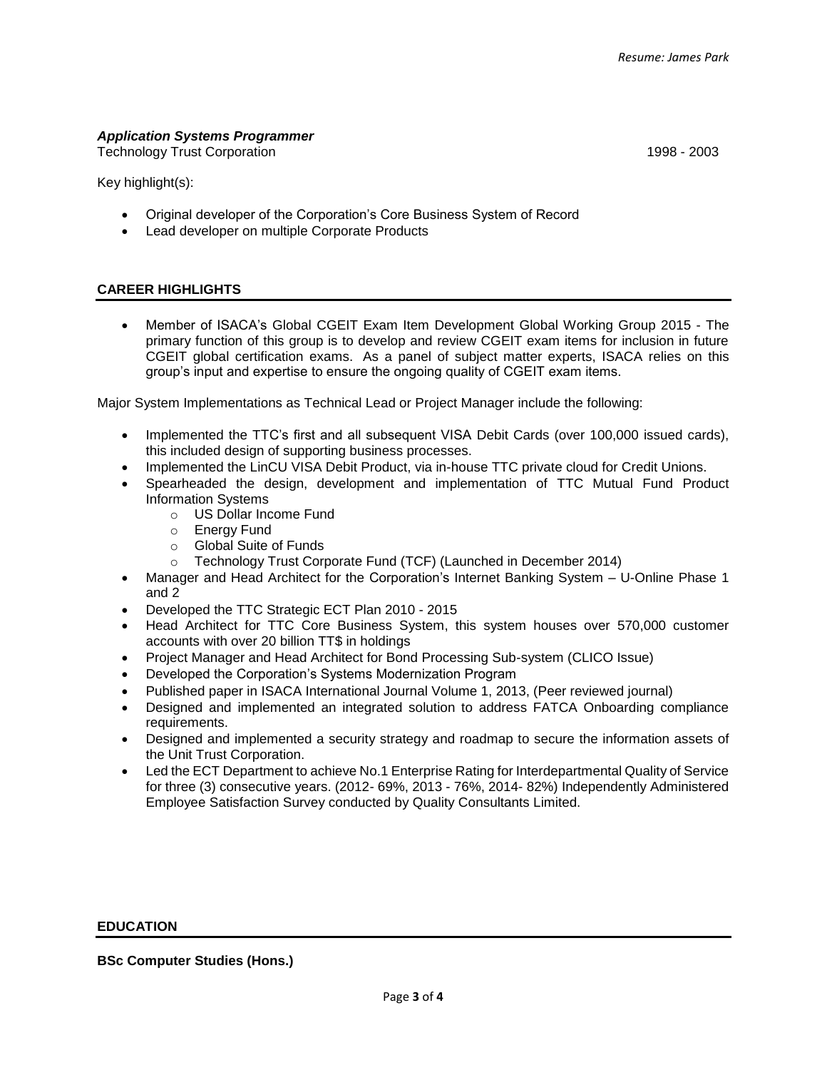***Application Systems Programmer***

Technology Trust Corporation 1998 - 2003

Key highlight(s):

- Original developer of the Corporation's Core Business System of Record
- Lead developer on multiple Corporate Products

## CAREER HIGHLIGHTS

- Member of ISACA's Global CGEIT Exam Item Development Global Working Group 2015 - The primary function of this group is to develop and review CGEIT exam items for inclusion in future CGEIT global certification exams. As a panel of subject matter experts, ISACA relies on this group's input and expertise to ensure the ongoing quality of CGEIT exam items.

Major System Implementations as Technical Lead or Project Manager include the following:

- Implemented the TTC's first and all subsequent VISA Debit Cards (over 100,000 issued cards), this included design of supporting business processes.
- Implemented the LinCU VISA Debit Product, via in-house TTC private cloud for Credit Unions.
- Spearheaded the design, development and implementation of TTC Mutual Fund Product Information Systems
    - US Dollar Income Fund
    - Energy Fund
    - Global Suite of Funds
    - Technology Trust Corporate Fund (TCF) (Launched in December 2014)
- Manager and Head Architect for the Corporation's Internet Banking System – U-Online Phase 1 and 2
- Developed the TTC Strategic ECT Plan 2010 - 2015
- Head Architect for TTC Core Business System, this system houses over 570,000 customer accounts with over 20 billion TT$ in holdings
- Project Manager and Head Architect for Bond Processing Sub-system (CLICO Issue)
- Developed the Corporation's Systems Modernization Program
- Published paper in ISACA International Journal Volume 1, 2013, (Peer reviewed journal)
- Designed and implemented an integrated solution to address FATCA Onboarding compliance requirements.
- Designed and implemented a security strategy and roadmap to secure the information assets of the Unit Trust Corporation.
- Led the ECT Department to achieve No.1 Enterprise Rating for Interdepartmental Quality of Service for three (3) consecutive years. (2012- 69%, 2013 - 76%, 2014- 82%) Independently Administered Employee Satisfaction Survey conducted by Quality Consultants Limited.

## EDUCATION

**BSc Computer Studies (Hons.)**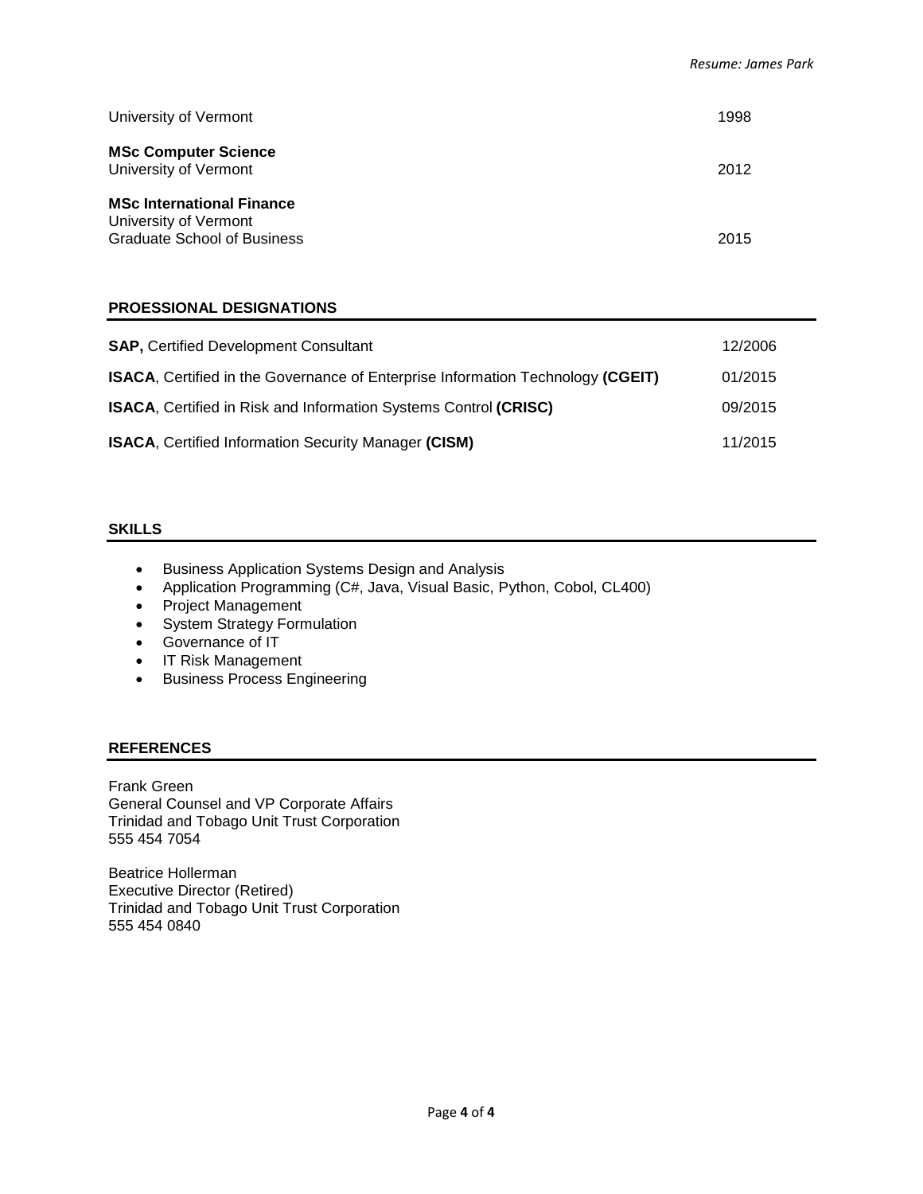University of Vermont 1998

**MSc Computer Science**
University of Vermont 2012

**MSc International Finance**
University of Vermont
Graduate School of Business 2015

## PROESSIONAL DESIGNATIONS

| | |
|---|---|
| **SAP,** Certified Development Consultant | 12/2006 |
| **ISACA**, Certified in the Governance of Enterprise Information Technology **(CGEIT)** | 01/2015 |
| **ISACA**, Certified in Risk and Information Systems Control **(CRISC)** | 09/2015 |
| **ISACA**, Certified Information Security Manager **(CISM)** | 11/2015 |

## SKILLS

- Business Application Systems Design and Analysis
- Application Programming (C#, Java, Visual Basic, Python, Cobol, CL400)
- Project Management
- System Strategy Formulation
- Governance of IT
- IT Risk Management
- Business Process Engineering

## REFERENCES

Frank Green
General Counsel and VP Corporate Affairs
Trinidad and Tobago Unit Trust Corporation
555 454 7054

Beatrice Hollerman
Executive Director (Retired)
Trinidad and Tobago Unit Trust Corporation
555 454 0840